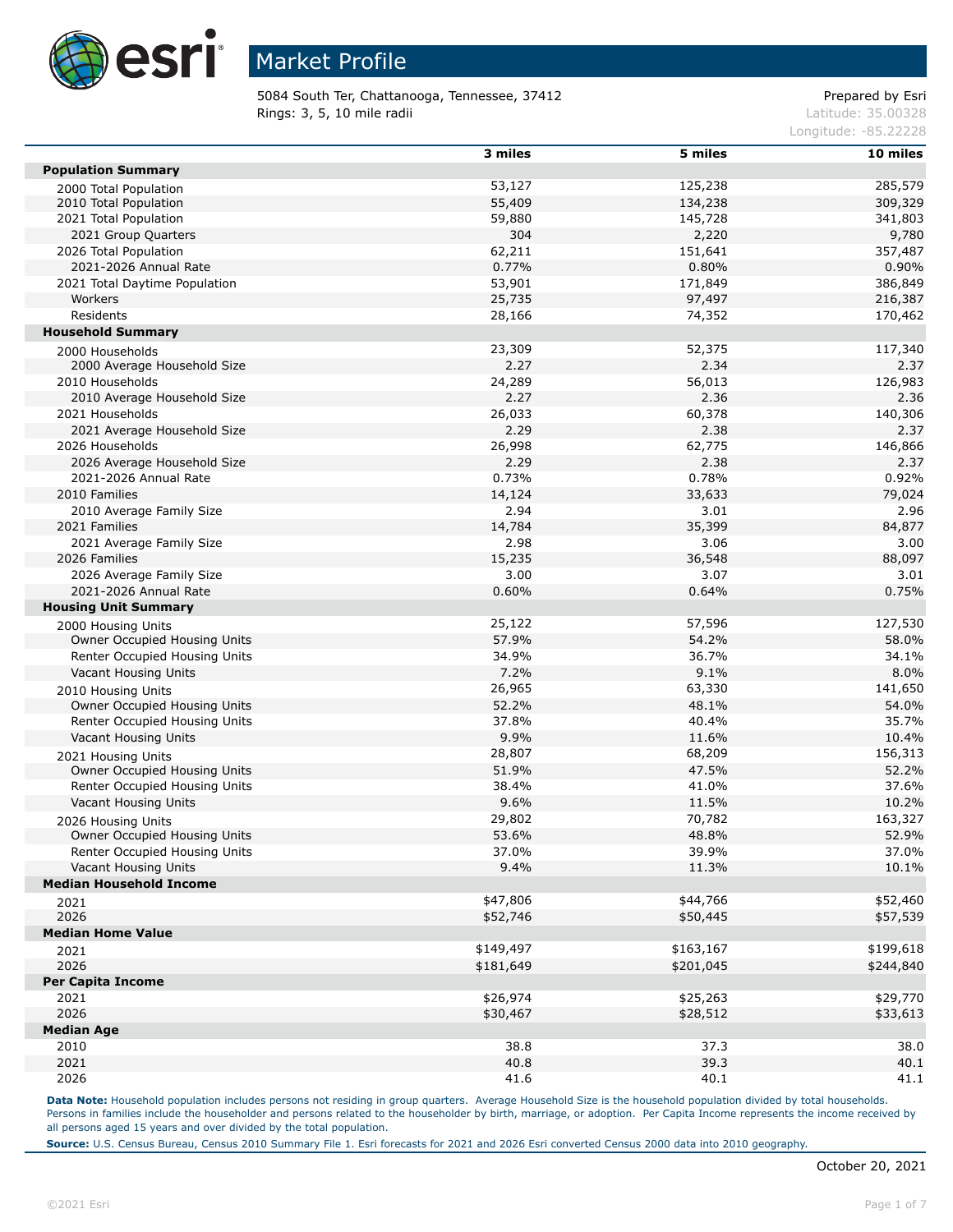# Market Profile

5084 South Ter, Chattanooga, Tennessee, 37412
Rings: 3, 5, 10 mile radii

Prepared by Esri
Latitude: 35.00328
Longitude: -85.22228

| | 3 miles | 5 miles | 10 miles |
|---|---|---|---|
| **Population Summary** | | | |
| 2000 Total Population | 53,127 | 125,238 | 285,579 |
| 2010 Total Population | 55,409 | 134,238 | 309,329 |
| 2021 Total Population | 59,880 | 145,728 | 341,803 |
| 2021 Group Quarters | 304 | 2,220 | 9,780 |
| 2026 Total Population | 62,211 | 151,641 | 357,487 |
| 2021-2026 Annual Rate | 0.77% | 0.80% | 0.90% |
| 2021 Total Daytime Population | 53,901 | 171,849 | 386,849 |
| Workers | 25,735 | 97,497 | 216,387 |
| Residents | 28,166 | 74,352 | 170,462 |
| **Household Summary** | | | |
| 2000 Households | 23,309 | 52,375 | 117,340 |
| 2000 Average Household Size | 2.27 | 2.34 | 2.37 |
| 2010 Households | 24,289 | 56,013 | 126,983 |
| 2010 Average Household Size | 2.27 | 2.36 | 2.36 |
| 2021 Households | 26,033 | 60,378 | 140,306 |
| 2021 Average Household Size | 2.29 | 2.38 | 2.37 |
| 2026 Households | 26,998 | 62,775 | 146,866 |
| 2026 Average Household Size | 2.29 | 2.38 | 2.37 |
| 2021-2026 Annual Rate | 0.73% | 0.78% | 0.92% |
| 2010 Families | 14,124 | 33,633 | 79,024 |
| 2010 Average Family Size | 2.94 | 3.01 | 2.96 |
| 2021 Families | 14,784 | 35,399 | 84,877 |
| 2021 Average Family Size | 2.98 | 3.06 | 3.00 |
| 2026 Families | 15,235 | 36,548 | 88,097 |
| 2026 Average Family Size | 3.00 | 3.07 | 3.01 |
| 2021-2026 Annual Rate | 0.60% | 0.64% | 0.75% |
| **Housing Unit Summary** | | | |
| 2000 Housing Units | 25,122 | 57,596 | 127,530 |
| Owner Occupied Housing Units | 57.9% | 54.2% | 58.0% |
| Renter Occupied Housing Units | 34.9% | 36.7% | 34.1% |
| Vacant Housing Units | 7.2% | 9.1% | 8.0% |
| 2010 Housing Units | 26,965 | 63,330 | 141,650 |
| Owner Occupied Housing Units | 52.2% | 48.1% | 54.0% |
| Renter Occupied Housing Units | 37.8% | 40.4% | 35.7% |
| Vacant Housing Units | 9.9% | 11.6% | 10.4% |
| 2021 Housing Units | 28,807 | 68,209 | 156,313 |
| Owner Occupied Housing Units | 51.9% | 47.5% | 52.2% |
| Renter Occupied Housing Units | 38.4% | 41.0% | 37.6% |
| Vacant Housing Units | 9.6% | 11.5% | 10.2% |
| 2026 Housing Units | 29,802 | 70,782 | 163,327 |
| Owner Occupied Housing Units | 53.6% | 48.8% | 52.9% |
| Renter Occupied Housing Units | 37.0% | 39.9% | 37.0% |
| Vacant Housing Units | 9.4% | 11.3% | 10.1% |
| **Median Household Income** | | | |
| 2021 | $47,806 | $44,766 | $52,460 |
| 2026 | $52,746 | $50,445 | $57,539 |
| **Median Home Value** | | | |
| 2021 | $149,497 | $163,167 | $199,618 |
| 2026 | $181,649 | $201,045 | $244,840 |
| **Per Capita Income** | | | |
| 2021 | $26,974 | $25,263 | $29,770 |
| 2026 | $30,467 | $28,512 | $33,613 |
| **Median Age** | | | |
| 2010 | 38.8 | 37.3 | 38.0 |
| 2021 | 40.8 | 39.3 | 40.1 |
| 2026 | 41.6 | 40.1 | 41.1 |

**Data Note:** Household population includes persons not residing in group quarters. Average Household Size is the household population divided by total households. Persons in families include the householder and persons related to the householder by birth, marriage, or adoption. Per Capita Income represents the income received by all persons aged 15 years and over divided by the total population.

**Source:** U.S. Census Bureau, Census 2010 Summary File 1. Esri forecasts for 2021 and 2026 Esri converted Census 2000 data into 2010 geography.

October 20, 2021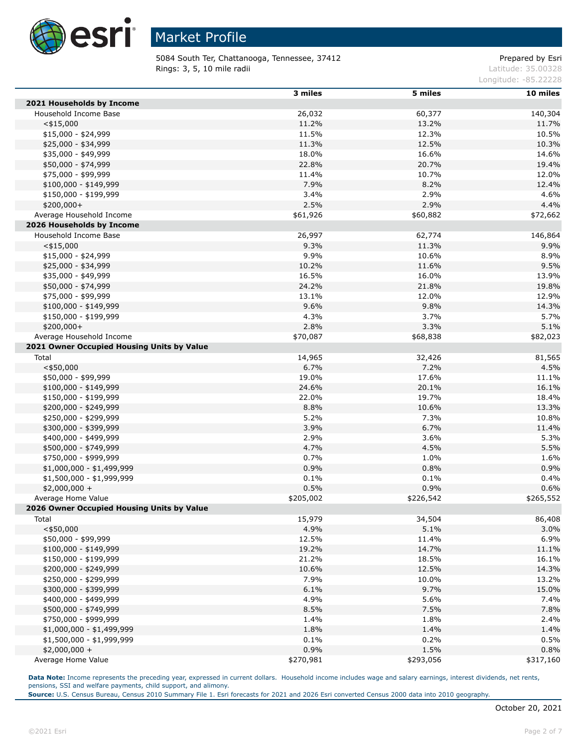# Market Profile

5084 South Ter, Chattanooga, Tennessee, 37412
Rings: 3, 5, 10 mile radii

Prepared by Esri
Latitude: 35.00328
Longitude: -85.22228

| | 3 miles | 5 miles | 10 miles |
|---|---|---|---|
| **2021 Households by Income** | | | |
| Household Income Base | 26,032 | 60,377 | 140,304 |
| <$15,000 | 11.2% | 13.2% | 11.7% |
| $15,000 - $24,999 | 11.5% | 12.3% | 10.5% |
| $25,000 - $34,999 | 11.3% | 12.5% | 10.3% |
| $35,000 - $49,999 | 18.0% | 16.6% | 14.6% |
| $50,000 - $74,999 | 22.8% | 20.7% | 19.4% |
| $75,000 - $99,999 | 11.4% | 10.7% | 12.0% |
| $100,000 - $149,999 | 7.9% | 8.2% | 12.4% |
| $150,000 - $199,999 | 3.4% | 2.9% | 4.6% |
| $200,000+ | 2.5% | 2.9% | 4.4% |
| Average Household Income | $61,926 | $60,882 | $72,662 |
| **2026 Households by Income** | | | |
| Household Income Base | 26,997 | 62,774 | 146,864 |
| <$15,000 | 9.3% | 11.3% | 9.9% |
| $15,000 - $24,999 | 9.9% | 10.6% | 8.9% |
| $25,000 - $34,999 | 10.2% | 11.6% | 9.5% |
| $35,000 - $49,999 | 16.5% | 16.0% | 13.9% |
| $50,000 - $74,999 | 24.2% | 21.8% | 19.8% |
| $75,000 - $99,999 | 13.1% | 12.0% | 12.9% |
| $100,000 - $149,999 | 9.6% | 9.8% | 14.3% |
| $150,000 - $199,999 | 4.3% | 3.7% | 5.7% |
| $200,000+ | 2.8% | 3.3% | 5.1% |
| Average Household Income | $70,087 | $68,838 | $82,023 |
| **2021 Owner Occupied Housing Units by Value** | | | |
| Total | 14,965 | 32,426 | 81,565 |
| <$50,000 | 6.7% | 7.2% | 4.5% |
| $50,000 - $99,999 | 19.0% | 17.6% | 11.1% |
| $100,000 - $149,999 | 24.6% | 20.1% | 16.1% |
| $150,000 - $199,999 | 22.0% | 19.7% | 18.4% |
| $200,000 - $249,999 | 8.8% | 10.6% | 13.3% |
| $250,000 - $299,999 | 5.2% | 7.3% | 10.8% |
| $300,000 - $399,999 | 3.9% | 6.7% | 11.4% |
| $400,000 - $499,999 | 2.9% | 3.6% | 5.3% |
| $500,000 - $749,999 | 4.7% | 4.5% | 5.5% |
| $750,000 - $999,999 | 0.7% | 1.0% | 1.6% |
| $1,000,000 - $1,499,999 | 0.9% | 0.8% | 0.9% |
| $1,500,000 - $1,999,999 | 0.1% | 0.1% | 0.4% |
| $2,000,000 + | 0.5% | 0.9% | 0.6% |
| Average Home Value | $205,002 | $226,542 | $265,552 |
| **2026 Owner Occupied Housing Units by Value** | | | |
| Total | 15,979 | 34,504 | 86,408 |
| <$50,000 | 4.9% | 5.1% | 3.0% |
| $50,000 - $99,999 | 12.5% | 11.4% | 6.9% |
| $100,000 - $149,999 | 19.2% | 14.7% | 11.1% |
| $150,000 - $199,999 | 21.2% | 18.5% | 16.1% |
| $200,000 - $249,999 | 10.6% | 12.5% | 14.3% |
| $250,000 - $299,999 | 7.9% | 10.0% | 13.2% |
| $300,000 - $399,999 | 6.1% | 9.7% | 15.0% |
| $400,000 - $499,999 | 4.9% | 5.6% | 7.4% |
| $500,000 - $749,999 | 8.5% | 7.5% | 7.8% |
| $750,000 - $999,999 | 1.4% | 1.8% | 2.4% |
| $1,000,000 - $1,499,999 | 1.8% | 1.4% | 1.4% |
| $1,500,000 - $1,999,999 | 0.1% | 0.2% | 0.5% |
| $2,000,000 + | 0.9% | 1.5% | 0.8% |
| Average Home Value | $270,981 | $293,056 | $317,160 |

**Data Note:** Income represents the preceding year, expressed in current dollars. Household income includes wage and salary earnings, interest dividends, net rents, pensions, SSI and welfare payments, child support, and alimony.
**Source:** U.S. Census Bureau, Census 2010 Summary File 1. Esri forecasts for 2021 and 2026 Esri converted Census 2000 data into 2010 geography.

October 20, 2021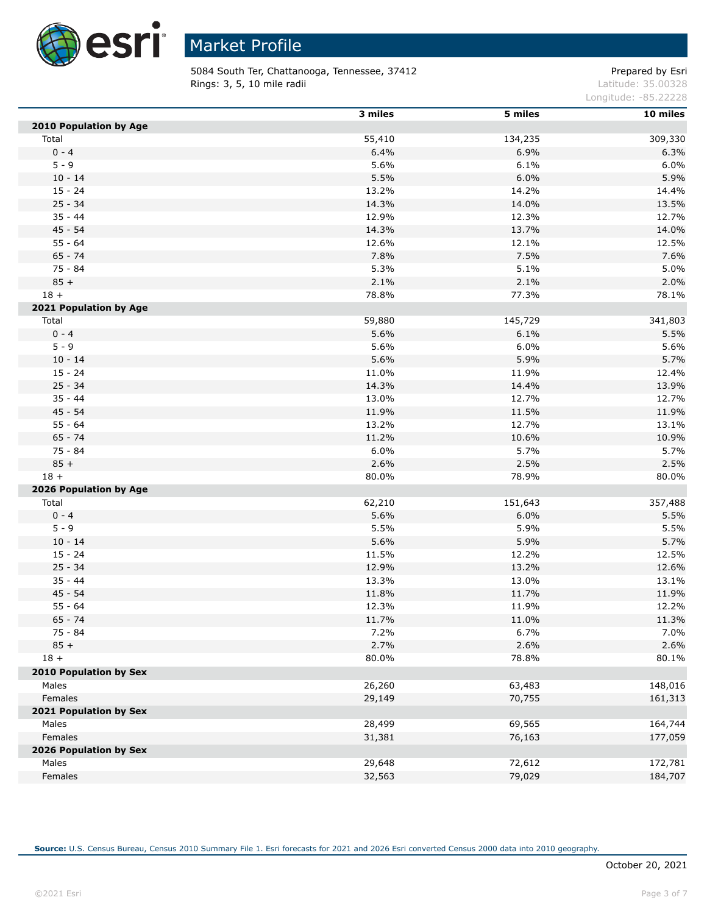# Market Profile

5084 South Ter, Chattanooga, Tennessee, 37412
Rings: 3, 5, 10 mile radii

Prepared by Esri
Latitude: 35.00328
Longitude: -85.22228

| | 3 miles | 5 miles | 10 miles |
|---|---|---|---|
| **2010 Population by Age** | | | |
| Total | 55,410 | 134,235 | 309,330 |
| 0 - 4 | 6.4% | 6.9% | 6.3% |
| 5 - 9 | 5.6% | 6.1% | 6.0% |
| 10 - 14 | 5.5% | 6.0% | 5.9% |
| 15 - 24 | 13.2% | 14.2% | 14.4% |
| 25 - 34 | 14.3% | 14.0% | 13.5% |
| 35 - 44 | 12.9% | 12.3% | 12.7% |
| 45 - 54 | 14.3% | 13.7% | 14.0% |
| 55 - 64 | 12.6% | 12.1% | 12.5% |
| 65 - 74 | 7.8% | 7.5% | 7.6% |
| 75 - 84 | 5.3% | 5.1% | 5.0% |
| 85 + | 2.1% | 2.1% | 2.0% |
| 18 + | 78.8% | 77.3% | 78.1% |
| **2021 Population by Age** | | | |
| Total | 59,880 | 145,729 | 341,803 |
| 0 - 4 | 5.6% | 6.1% | 5.5% |
| 5 - 9 | 5.6% | 6.0% | 5.6% |
| 10 - 14 | 5.6% | 5.9% | 5.7% |
| 15 - 24 | 11.0% | 11.9% | 12.4% |
| 25 - 34 | 14.3% | 14.4% | 13.9% |
| 35 - 44 | 13.0% | 12.7% | 12.7% |
| 45 - 54 | 11.9% | 11.5% | 11.9% |
| 55 - 64 | 13.2% | 12.7% | 13.1% |
| 65 - 74 | 11.2% | 10.6% | 10.9% |
| 75 - 84 | 6.0% | 5.7% | 5.7% |
| 85 + | 2.6% | 2.5% | 2.5% |
| 18 + | 80.0% | 78.9% | 80.0% |
| **2026 Population by Age** | | | |
| Total | 62,210 | 151,643 | 357,488 |
| 0 - 4 | 5.6% | 6.0% | 5.5% |
| 5 - 9 | 5.5% | 5.9% | 5.5% |
| 10 - 14 | 5.6% | 5.9% | 5.7% |
| 15 - 24 | 11.5% | 12.2% | 12.5% |
| 25 - 34 | 12.9% | 13.2% | 12.6% |
| 35 - 44 | 13.3% | 13.0% | 13.1% |
| 45 - 54 | 11.8% | 11.7% | 11.9% |
| 55 - 64 | 12.3% | 11.9% | 12.2% |
| 65 - 74 | 11.7% | 11.0% | 11.3% |
| 75 - 84 | 7.2% | 6.7% | 7.0% |
| 85 + | 2.7% | 2.6% | 2.6% |
| 18 + | 80.0% | 78.8% | 80.1% |
| **2010 Population by Sex** | | | |
| Males | 26,260 | 63,483 | 148,016 |
| Females | 29,149 | 70,755 | 161,313 |
| **2021 Population by Sex** | | | |
| Males | 28,499 | 69,565 | 164,744 |
| Females | 31,381 | 76,163 | 177,059 |
| **2026 Population by Sex** | | | |
| Males | 29,648 | 72,612 | 172,781 |
| Females | 32,563 | 79,029 | 184,707 |

**Source:** U.S. Census Bureau, Census 2010 Summary File 1. Esri forecasts for 2021 and 2026 Esri converted Census 2000 data into 2010 geography.

October 20, 2021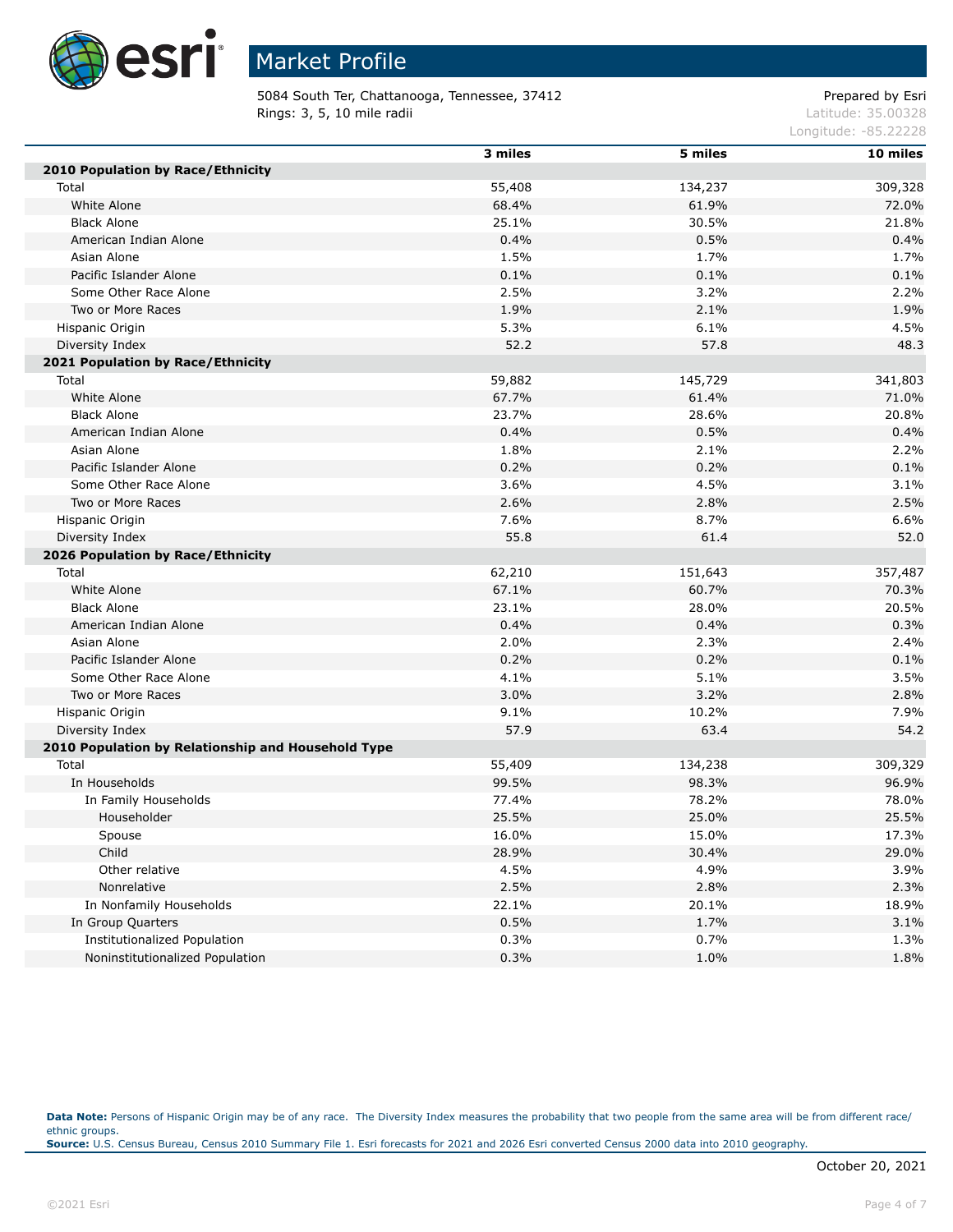# Market Profile

5084 South Ter, Chattanooga, Tennessee, 37412
Rings: 3, 5, 10 mile radii

Prepared by Esri
Latitude: 35.00328
Longitude: -85.22228

| | 3 miles | 5 miles | 10 miles |
|---|---|---|---|
| **2010 Population by Race/Ethnicity** | | | |
| Total | 55,408 | 134,237 | 309,328 |
| White Alone | 68.4% | 61.9% | 72.0% |
| Black Alone | 25.1% | 30.5% | 21.8% |
| American Indian Alone | 0.4% | 0.5% | 0.4% |
| Asian Alone | 1.5% | 1.7% | 1.7% |
| Pacific Islander Alone | 0.1% | 0.1% | 0.1% |
| Some Other Race Alone | 2.5% | 3.2% | 2.2% |
| Two or More Races | 1.9% | 2.1% | 1.9% |
| Hispanic Origin | 5.3% | 6.1% | 4.5% |
| Diversity Index | 52.2 | 57.8 | 48.3 |
| **2021 Population by Race/Ethnicity** | | | |
| Total | 59,882 | 145,729 | 341,803 |
| White Alone | 67.7% | 61.4% | 71.0% |
| Black Alone | 23.7% | 28.6% | 20.8% |
| American Indian Alone | 0.4% | 0.5% | 0.4% |
| Asian Alone | 1.8% | 2.1% | 2.2% |
| Pacific Islander Alone | 0.2% | 0.2% | 0.1% |
| Some Other Race Alone | 3.6% | 4.5% | 3.1% |
| Two or More Races | 2.6% | 2.8% | 2.5% |
| Hispanic Origin | 7.6% | 8.7% | 6.6% |
| Diversity Index | 55.8 | 61.4 | 52.0 |
| **2026 Population by Race/Ethnicity** | | | |
| Total | 62,210 | 151,643 | 357,487 |
| White Alone | 67.1% | 60.7% | 70.3% |
| Black Alone | 23.1% | 28.0% | 20.5% |
| American Indian Alone | 0.4% | 0.4% | 0.3% |
| Asian Alone | 2.0% | 2.3% | 2.4% |
| Pacific Islander Alone | 0.2% | 0.2% | 0.1% |
| Some Other Race Alone | 4.1% | 5.1% | 3.5% |
| Two or More Races | 3.0% | 3.2% | 2.8% |
| Hispanic Origin | 9.1% | 10.2% | 7.9% |
| Diversity Index | 57.9 | 63.4 | 54.2 |
| **2010 Population by Relationship and Household Type** | | | |
| Total | 55,409 | 134,238 | 309,329 |
| In Households | 99.5% | 98.3% | 96.9% |
| In Family Households | 77.4% | 78.2% | 78.0% |
| Householder | 25.5% | 25.0% | 25.5% |
| Spouse | 16.0% | 15.0% | 17.3% |
| Child | 28.9% | 30.4% | 29.0% |
| Other relative | 4.5% | 4.9% | 3.9% |
| Nonrelative | 2.5% | 2.8% | 2.3% |
| In Nonfamily Households | 22.1% | 20.1% | 18.9% |
| In Group Quarters | 0.5% | 1.7% | 3.1% |
| Institutionalized Population | 0.3% | 0.7% | 1.3% |
| Noninstitutionalized Population | 0.3% | 1.0% | 1.8% |

**Data Note:** Persons of Hispanic Origin may be of any race. The Diversity Index measures the probability that two people from the same area will be from different race/ethnic groups.
**Source:** U.S. Census Bureau, Census 2010 Summary File 1. Esri forecasts for 2021 and 2026 Esri converted Census 2000 data into 2010 geography.

October 20, 2021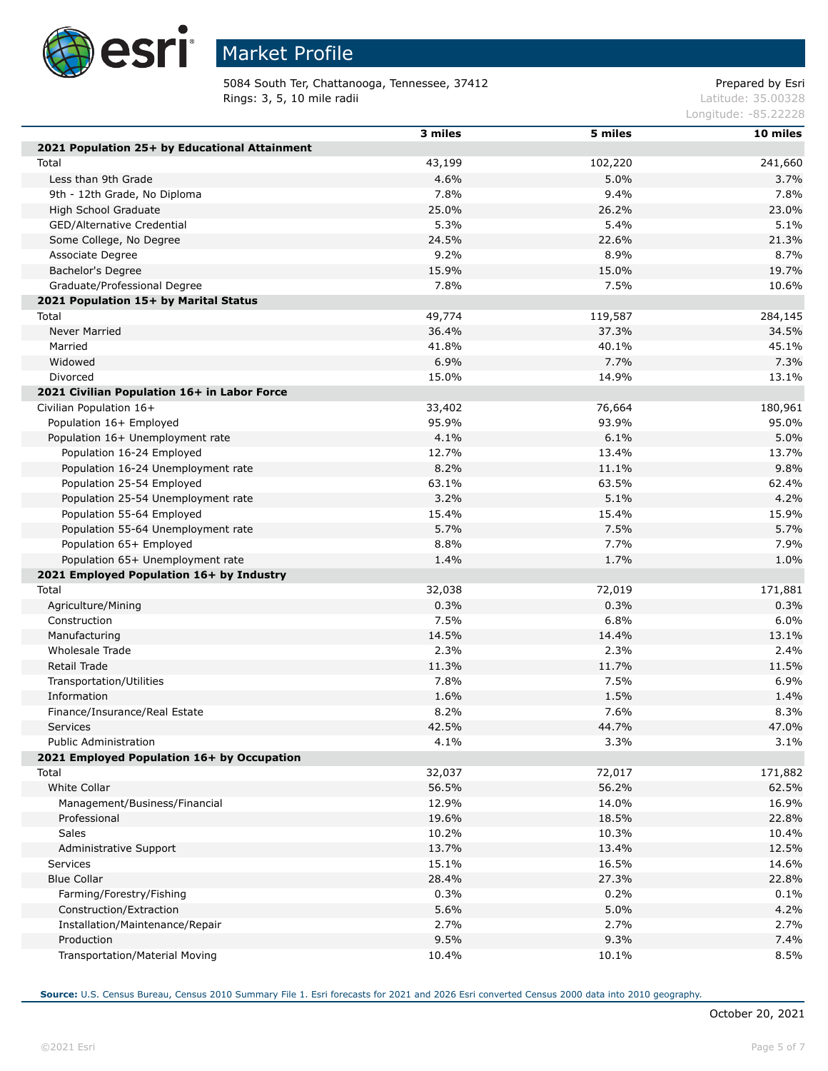# Market Profile

5084 South Ter, Chattanooga, Tennessee, 37412
Rings: 3, 5, 10 mile radii

Prepared by Esri
Latitude: 35.00328
Longitude: -85.22228

| | 3 miles | 5 miles | 10 miles |
|---|---|---|---|
| **2021 Population 25+ by Educational Attainment** | | | |
| Total | 43,199 | 102,220 | 241,660 |
| Less than 9th Grade | 4.6% | 5.0% | 3.7% |
| 9th - 12th Grade, No Diploma | 7.8% | 9.4% | 7.8% |
| High School Graduate | 25.0% | 26.2% | 23.0% |
| GED/Alternative Credential | 5.3% | 5.4% | 5.1% |
| Some College, No Degree | 24.5% | 22.6% | 21.3% |
| Associate Degree | 9.2% | 8.9% | 8.7% |
| Bachelor's Degree | 15.9% | 15.0% | 19.7% |
| Graduate/Professional Degree | 7.8% | 7.5% | 10.6% |
| **2021 Population 15+ by Marital Status** | | | |
| Total | 49,774 | 119,587 | 284,145 |
| Never Married | 36.4% | 37.3% | 34.5% |
| Married | 41.8% | 40.1% | 45.1% |
| Widowed | 6.9% | 7.7% | 7.3% |
| Divorced | 15.0% | 14.9% | 13.1% |
| **2021 Civilian Population 16+ in Labor Force** | | | |
| Civilian Population 16+ | 33,402 | 76,664 | 180,961 |
| Population 16+ Employed | 95.9% | 93.9% | 95.0% |
| Population 16+ Unemployment rate | 4.1% | 6.1% | 5.0% |
| Population 16-24 Employed | 12.7% | 13.4% | 13.7% |
| Population 16-24 Unemployment rate | 8.2% | 11.1% | 9.8% |
| Population 25-54 Employed | 63.1% | 63.5% | 62.4% |
| Population 25-54 Unemployment rate | 3.2% | 5.1% | 4.2% |
| Population 55-64 Employed | 15.4% | 15.4% | 15.9% |
| Population 55-64 Unemployment rate | 5.7% | 7.5% | 5.7% |
| Population 65+ Employed | 8.8% | 7.7% | 7.9% |
| Population 65+ Unemployment rate | 1.4% | 1.7% | 1.0% |
| **2021 Employed Population 16+ by Industry** | | | |
| Total | 32,038 | 72,019 | 171,881 |
| Agriculture/Mining | 0.3% | 0.3% | 0.3% |
| Construction | 7.5% | 6.8% | 6.0% |
| Manufacturing | 14.5% | 14.4% | 13.1% |
| Wholesale Trade | 2.3% | 2.3% | 2.4% |
| Retail Trade | 11.3% | 11.7% | 11.5% |
| Transportation/Utilities | 7.8% | 7.5% | 6.9% |
| Information | 1.6% | 1.5% | 1.4% |
| Finance/Insurance/Real Estate | 8.2% | 7.6% | 8.3% |
| Services | 42.5% | 44.7% | 47.0% |
| Public Administration | 4.1% | 3.3% | 3.1% |
| **2021 Employed Population 16+ by Occupation** | | | |
| Total | 32,037 | 72,017 | 171,882 |
| White Collar | 56.5% | 56.2% | 62.5% |
| Management/Business/Financial | 12.9% | 14.0% | 16.9% |
| Professional | 19.6% | 18.5% | 22.8% |
| Sales | 10.2% | 10.3% | 10.4% |
| Administrative Support | 13.7% | 13.4% | 12.5% |
| Services | 15.1% | 16.5% | 14.6% |
| Blue Collar | 28.4% | 27.3% | 22.8% |
| Farming/Forestry/Fishing | 0.3% | 0.2% | 0.1% |
| Construction/Extraction | 5.6% | 5.0% | 4.2% |
| Installation/Maintenance/Repair | 2.7% | 2.7% | 2.7% |
| Production | 9.5% | 9.3% | 7.4% |
| Transportation/Material Moving | 10.4% | 10.1% | 8.5% |

**Source:** U.S. Census Bureau, Census 2010 Summary File 1. Esri forecasts for 2021 and 2026 Esri converted Census 2000 data into 2010 geography.

October 20, 2021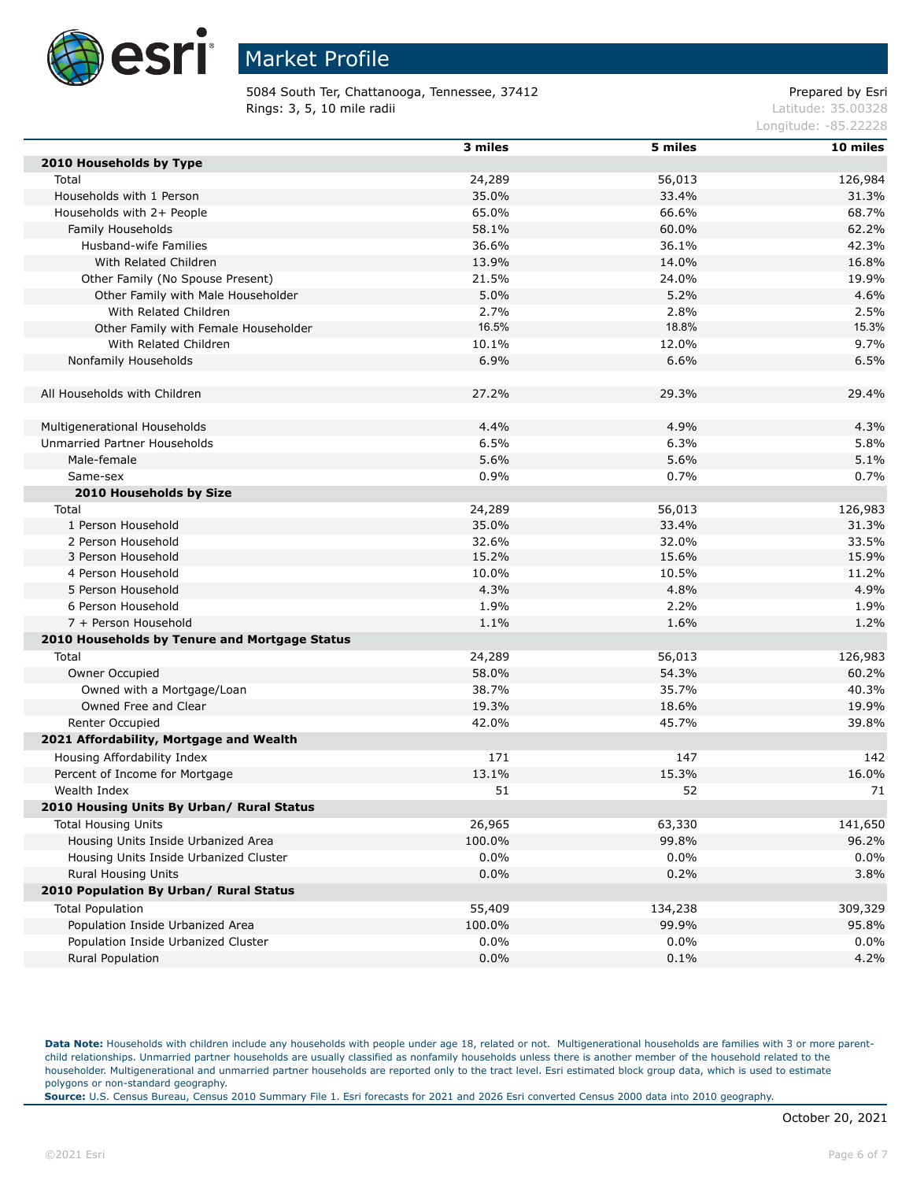# Market Profile

5084 South Ter, Chattanooga, Tennessee, 37412
Rings: 3, 5, 10 mile radii

Prepared by Esri
Latitude: 35.00328
Longitude: -85.22228

| | 3 miles | 5 miles | 10 miles |
|---|---|---|---|
| **2010 Households by Type** | | | |
| Total | 24,289 | 56,013 | 126,984 |
| Households with 1 Person | 35.0% | 33.4% | 31.3% |
| Households with 2+ People | 65.0% | 66.6% | 68.7% |
| Family Households | 58.1% | 60.0% | 62.2% |
| Husband-wife Families | 36.6% | 36.1% | 42.3% |
| With Related Children | 13.9% | 14.0% | 16.8% |
| Other Family (No Spouse Present) | 21.5% | 24.0% | 19.9% |
| Other Family with Male Householder | 5.0% | 5.2% | 4.6% |
| With Related Children | 2.7% | 2.8% | 2.5% |
| Other Family with Female Householder | 16.5% | 18.8% | 15.3% |
| With Related Children | 10.1% | 12.0% | 9.7% |
| Nonfamily Households | 6.9% | 6.6% | 6.5% |
| | | | |
| All Households with Children | 27.2% | 29.3% | 29.4% |
| | | | |
| Multigenerational Households | 4.4% | 4.9% | 4.3% |
| Unmarried Partner Households | 6.5% | 6.3% | 5.8% |
| Male-female | 5.6% | 5.6% | 5.1% |
| Same-sex | 0.9% | 0.7% | 0.7% |
| **2010 Households by Size** | | | |
| Total | 24,289 | 56,013 | 126,983 |
| 1 Person Household | 35.0% | 33.4% | 31.3% |
| 2 Person Household | 32.6% | 32.0% | 33.5% |
| 3 Person Household | 15.2% | 15.6% | 15.9% |
| 4 Person Household | 10.0% | 10.5% | 11.2% |
| 5 Person Household | 4.3% | 4.8% | 4.9% |
| 6 Person Household | 1.9% | 2.2% | 1.9% |
| 7 + Person Household | 1.1% | 1.6% | 1.2% |
| **2010 Households by Tenure and Mortgage Status** | | | |
| Total | 24,289 | 56,013 | 126,983 |
| Owner Occupied | 58.0% | 54.3% | 60.2% |
| Owned with a Mortgage/Loan | 38.7% | 35.7% | 40.3% |
| Owned Free and Clear | 19.3% | 18.6% | 19.9% |
| Renter Occupied | 42.0% | 45.7% | 39.8% |
| **2021 Affordability, Mortgage and Wealth** | | | |
| Housing Affordability Index | 171 | 147 | 142 |
| Percent of Income for Mortgage | 13.1% | 15.3% | 16.0% |
| Wealth Index | 51 | 52 | 71 |
| **2010 Housing Units By Urban/ Rural Status** | | | |
| Total Housing Units | 26,965 | 63,330 | 141,650 |
| Housing Units Inside Urbanized Area | 100.0% | 99.8% | 96.2% |
| Housing Units Inside Urbanized Cluster | 0.0% | 0.0% | 0.0% |
| Rural Housing Units | 0.0% | 0.2% | 3.8% |
| **2010 Population By Urban/ Rural Status** | | | |
| Total Population | 55,409 | 134,238 | 309,329 |
| Population Inside Urbanized Area | 100.0% | 99.9% | 95.8% |
| Population Inside Urbanized Cluster | 0.0% | 0.0% | 0.0% |
| Rural Population | 0.0% | 0.1% | 4.2% |

**Data Note:** Households with children include any households with people under age 18, related or not. Multigenerational households are families with 3 or more parent-child relationships. Unmarried partner households are usually classified as nonfamily households unless there is another member of the household related to the householder. Multigenerational and unmarried partner households are reported only to the tract level. Esri estimated block group data, which is used to estimate polygons or non-standard geography.
**Source:** U.S. Census Bureau, Census 2010 Summary File 1. Esri forecasts for 2021 and 2026 Esri converted Census 2000 data into 2010 geography.

October 20, 2021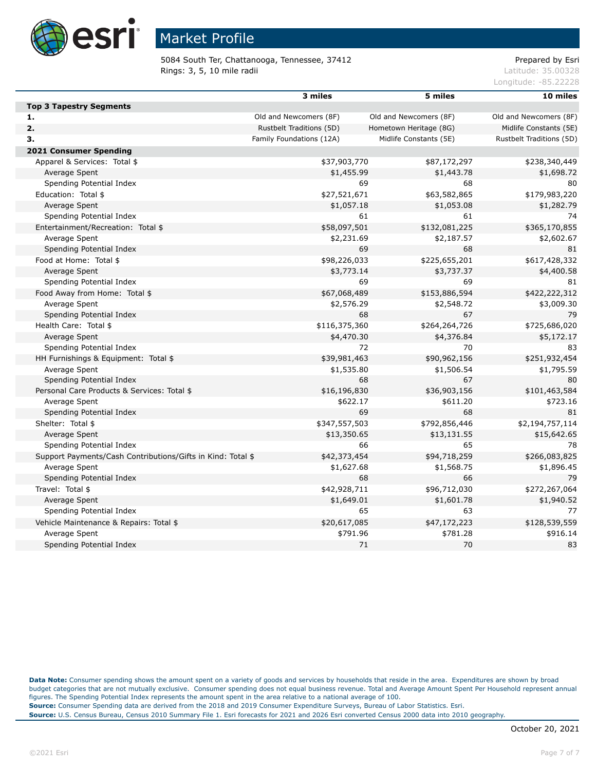# Market Profile

5084 South Ter, Chattanooga, Tennessee, 37412
Rings: 3, 5, 10 mile radii

Prepared by Esri
Latitude: 35.00328
Longitude: -85.22228

| | 3 miles | 5 miles | 10 miles |
|---|---|---|---|
| **Top 3 Tapestry Segments** | | | |
| **1.** | Old and Newcomers (8F) | Old and Newcomers (8F) | Old and Newcomers (8F) |
| **2.** | Rustbelt Traditions (5D) | Hometown Heritage (8G) | Midlife Constants (5E) |
| **3.** | Family Foundations (12A) | Midlife Constants (5E) | Rustbelt Traditions (5D) |
| **2021 Consumer Spending** | | | |
| Apparel & Services: Total $ | $37,903,770 | $87,172,297 | $238,340,449 |
| Average Spent | $1,455.99 | $1,443.78 | $1,698.72 |
| Spending Potential Index | 69 | 68 | 80 |
| Education: Total $ | $27,521,671 | $63,582,865 | $179,983,220 |
| Average Spent | $1,057.18 | $1,053.08 | $1,282.79 |
| Spending Potential Index | 61 | 61 | 74 |
| Entertainment/Recreation: Total $ | $58,097,501 | $132,081,225 | $365,170,855 |
| Average Spent | $2,231.69 | $2,187.57 | $2,602.67 |
| Spending Potential Index | 69 | 68 | 81 |
| Food at Home: Total $ | $98,226,033 | $225,655,201 | $617,428,332 |
| Average Spent | $3,773.14 | $3,737.37 | $4,400.58 |
| Spending Potential Index | 69 | 69 | 81 |
| Food Away from Home: Total $ | $67,068,489 | $153,886,594 | $422,222,312 |
| Average Spent | $2,576.29 | $2,548.72 | $3,009.30 |
| Spending Potential Index | 68 | 67 | 79 |
| Health Care: Total $ | $116,375,360 | $264,264,726 | $725,686,020 |
| Average Spent | $4,470.30 | $4,376.84 | $5,172.17 |
| Spending Potential Index | 72 | 70 | 83 |
| HH Furnishings & Equipment: Total $ | $39,981,463 | $90,962,156 | $251,932,454 |
| Average Spent | $1,535.80 | $1,506.54 | $1,795.59 |
| Spending Potential Index | 68 | 67 | 80 |
| Personal Care Products & Services: Total $ | $16,196,830 | $36,903,156 | $101,463,584 |
| Average Spent | $622.17 | $611.20 | $723.16 |
| Spending Potential Index | 69 | 68 | 81 |
| Shelter: Total $ | $347,557,503 | $792,856,446 | $2,194,757,114 |
| Average Spent | $13,350.65 | $13,131.55 | $15,642.65 |
| Spending Potential Index | 66 | 65 | 78 |
| Support Payments/Cash Contributions/Gifts in Kind: Total $ | $42,373,454 | $94,718,259 | $266,083,825 |
| Average Spent | $1,627.68 | $1,568.75 | $1,896.45 |
| Spending Potential Index | 68 | 66 | 79 |
| Travel: Total $ | $42,928,711 | $96,712,030 | $272,267,064 |
| Average Spent | $1,649.01 | $1,601.78 | $1,940.52 |
| Spending Potential Index | 65 | 63 | 77 |
| Vehicle Maintenance & Repairs: Total $ | $20,617,085 | $47,172,223 | $128,539,559 |
| Average Spent | $791.96 | $781.28 | $916.14 |
| Spending Potential Index | 71 | 70 | 83 |

**Data Note:** Consumer spending shows the amount spent on a variety of goods and services by households that reside in the area. Expenditures are shown by broad budget categories that are not mutually exclusive. Consumer spending does not equal business revenue. Total and Average Amount Spent Per Household represent annual figures. The Spending Potential Index represents the amount spent in the area relative to a national average of 100.
**Source:** Consumer Spending data are derived from the 2018 and 2019 Consumer Expenditure Surveys, Bureau of Labor Statistics. Esri.
**Source:** U.S. Census Bureau, Census 2010 Summary File 1. Esri forecasts for 2021 and 2026 Esri converted Census 2000 data into 2010 geography.

October 20, 2021